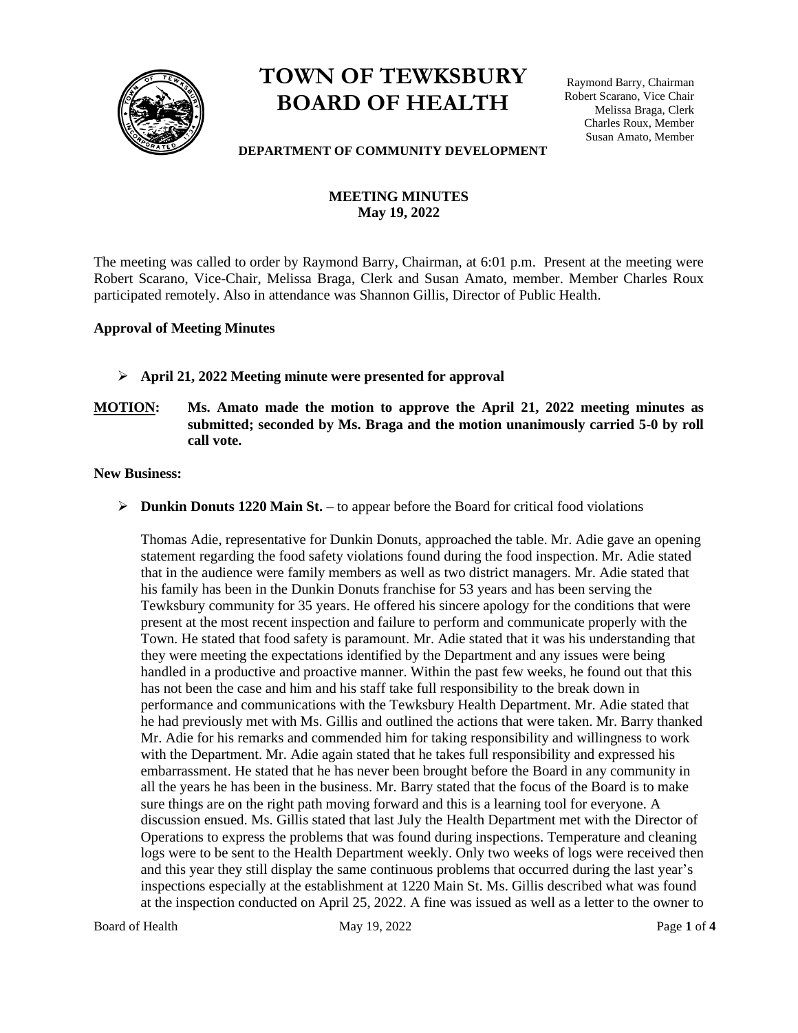# TOWN OF TEWKSBURY
# BOARD OF HEALTH

Raymond Barry, Chairman
Robert Scarano, Vice Chair
Melissa Braga, Clerk
Charles Roux, Member
Susan Amato, Member

**DEPARTMENT OF COMMUNITY DEVELOPMENT**

**MEETING MINUTES**
**May 19, 2022**

The meeting was called to order by Raymond Barry, Chairman, at 6:01 p.m. Present at the meeting were Robert Scarano, Vice-Chair, Melissa Braga, Clerk and Susan Amato, member. Member Charles Roux participated remotely. Also in attendance was Shannon Gillis, Director of Public Health.

**Approval of Meeting Minutes**

- **April 21, 2022 Meeting minute were presented for approval**

**MOTION:** **Ms. Amato made the motion to approve the April 21, 2022 meeting minutes as submitted; seconded by Ms. Braga and the motion unanimously carried 5-0 by roll call vote.**

**New Business:**

- **Dunkin Donuts 1220 Main St. –** to appear before the Board for critical food violations

  Thomas Adie, representative for Dunkin Donuts, approached the table. Mr. Adie gave an opening statement regarding the food safety violations found during the food inspection. Mr. Adie stated that in the audience were family members as well as two district managers. Mr. Adie stated that his family has been in the Dunkin Donuts franchise for 53 years and has been serving the Tewksbury community for 35 years. He offered his sincere apology for the conditions that were present at the most recent inspection and failure to perform and communicate properly with the Town. He stated that food safety is paramount. Mr. Adie stated that it was his understanding that they were meeting the expectations identified by the Department and any issues were being handled in a productive and proactive manner. Within the past few weeks, he found out that this has not been the case and him and his staff take full responsibility to the break down in performance and communications with the Tewksbury Health Department. Mr. Adie stated that he had previously met with Ms. Gillis and outlined the actions that were taken. Mr. Barry thanked Mr. Adie for his remarks and commended him for taking responsibility and willingness to work with the Department. Mr. Adie again stated that he takes full responsibility and expressed his embarrassment. He stated that he has never been brought before the Board in any community in all the years he has been in the business. Mr. Barry stated that the focus of the Board is to make sure things are on the right path moving forward and this is a learning tool for everyone. A discussion ensued. Ms. Gillis stated that last July the Health Department met with the Director of Operations to express the problems that was found during inspections. Temperature and cleaning logs were to be sent to the Health Department weekly. Only two weeks of logs were received then and this year they still display the same continuous problems that occurred during the last year's inspections especially at the establishment at 1220 Main St. Ms. Gillis described what was found at the inspection conducted on April 25, 2022. A fine was issued as well as a letter to the owner to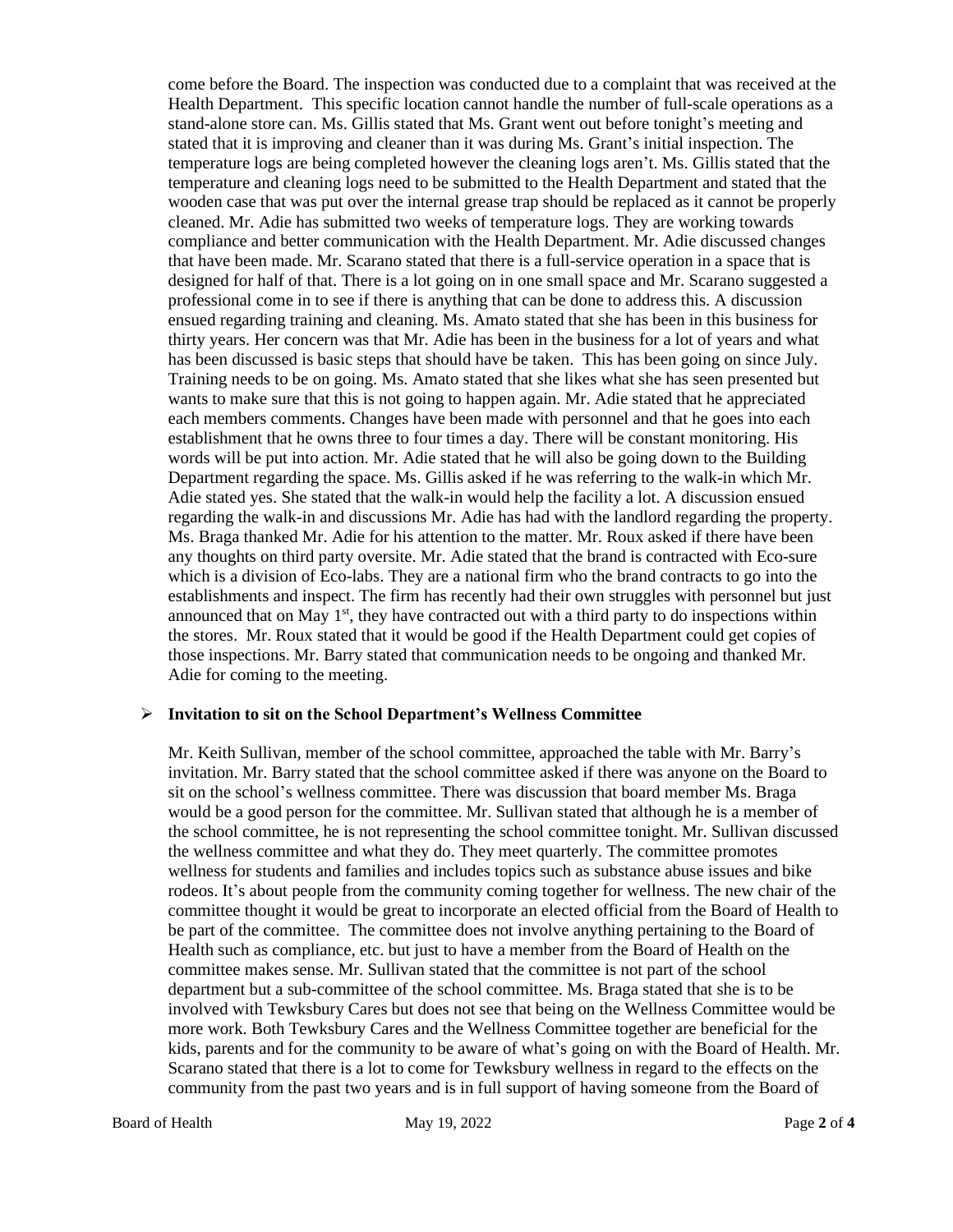come before the Board. The inspection was conducted due to a complaint that was received at the Health Department. This specific location cannot handle the number of full-scale operations as a stand-alone store can. Ms. Gillis stated that Ms. Grant went out before tonight's meeting and stated that it is improving and cleaner than it was during Ms. Grant's initial inspection. The temperature logs are being completed however the cleaning logs aren't. Ms. Gillis stated that the temperature and cleaning logs need to be submitted to the Health Department and stated that the wooden case that was put over the internal grease trap should be replaced as it cannot be properly cleaned. Mr. Adie has submitted two weeks of temperature logs. They are working towards compliance and better communication with the Health Department. Mr. Adie discussed changes that have been made. Mr. Scarano stated that there is a full-service operation in a space that is designed for half of that. There is a lot going on in one small space and Mr. Scarano suggested a professional come in to see if there is anything that can be done to address this. A discussion ensued regarding training and cleaning. Ms. Amato stated that she has been in this business for thirty years. Her concern was that Mr. Adie has been in the business for a lot of years and what has been discussed is basic steps that should have be taken. This has been going on since July. Training needs to be on going. Ms. Amato stated that she likes what she has seen presented but wants to make sure that this is not going to happen again. Mr. Adie stated that he appreciated each members comments. Changes have been made with personnel and that he goes into each establishment that he owns three to four times a day. There will be constant monitoring. His words will be put into action. Mr. Adie stated that he will also be going down to the Building Department regarding the space. Ms. Gillis asked if he was referring to the walk-in which Mr. Adie stated yes. She stated that the walk-in would help the facility a lot. A discussion ensued regarding the walk-in and discussions Mr. Adie has had with the landlord regarding the property. Ms. Braga thanked Mr. Adie for his attention to the matter. Mr. Roux asked if there have been any thoughts on third party oversite. Mr. Adie stated that the brand is contracted with Eco-sure which is a division of Eco-labs. They are a national firm who the brand contracts to go into the establishments and inspect. The firm has recently had their own struggles with personnel but just announced that on May 1st, they have contracted out with a third party to do inspections within the stores. Mr. Roux stated that it would be good if the Health Department could get copies of those inspections. Mr. Barry stated that communication needs to be ongoing and thanked Mr. Adie for coming to the meeting.

- **Invitation to sit on the School Department's Wellness Committee**

  Mr. Keith Sullivan, member of the school committee, approached the table with Mr. Barry's invitation. Mr. Barry stated that the school committee asked if there was anyone on the Board to sit on the school's wellness committee. There was discussion that board member Ms. Braga would be a good person for the committee. Mr. Sullivan stated that although he is a member of the school committee, he is not representing the school committee tonight. Mr. Sullivan discussed the wellness committee and what they do. They meet quarterly. The committee promotes wellness for students and families and includes topics such as substance abuse issues and bike rodeos. It's about people from the community coming together for wellness. The new chair of the committee thought it would be great to incorporate an elected official from the Board of Health to be part of the committee. The committee does not involve anything pertaining to the Board of Health such as compliance, etc. but just to have a member from the Board of Health on the committee makes sense. Mr. Sullivan stated that the committee is not part of the school department but a sub-committee of the school committee. Ms. Braga stated that she is to be involved with Tewksbury Cares but does not see that being on the Wellness Committee would be more work. Both Tewksbury Cares and the Wellness Committee together are beneficial for the kids, parents and for the community to be aware of what's going on with the Board of Health. Mr. Scarano stated that there is a lot to come for Tewksbury wellness in regard to the effects on the community from the past two years and is in full support of having someone from the Board of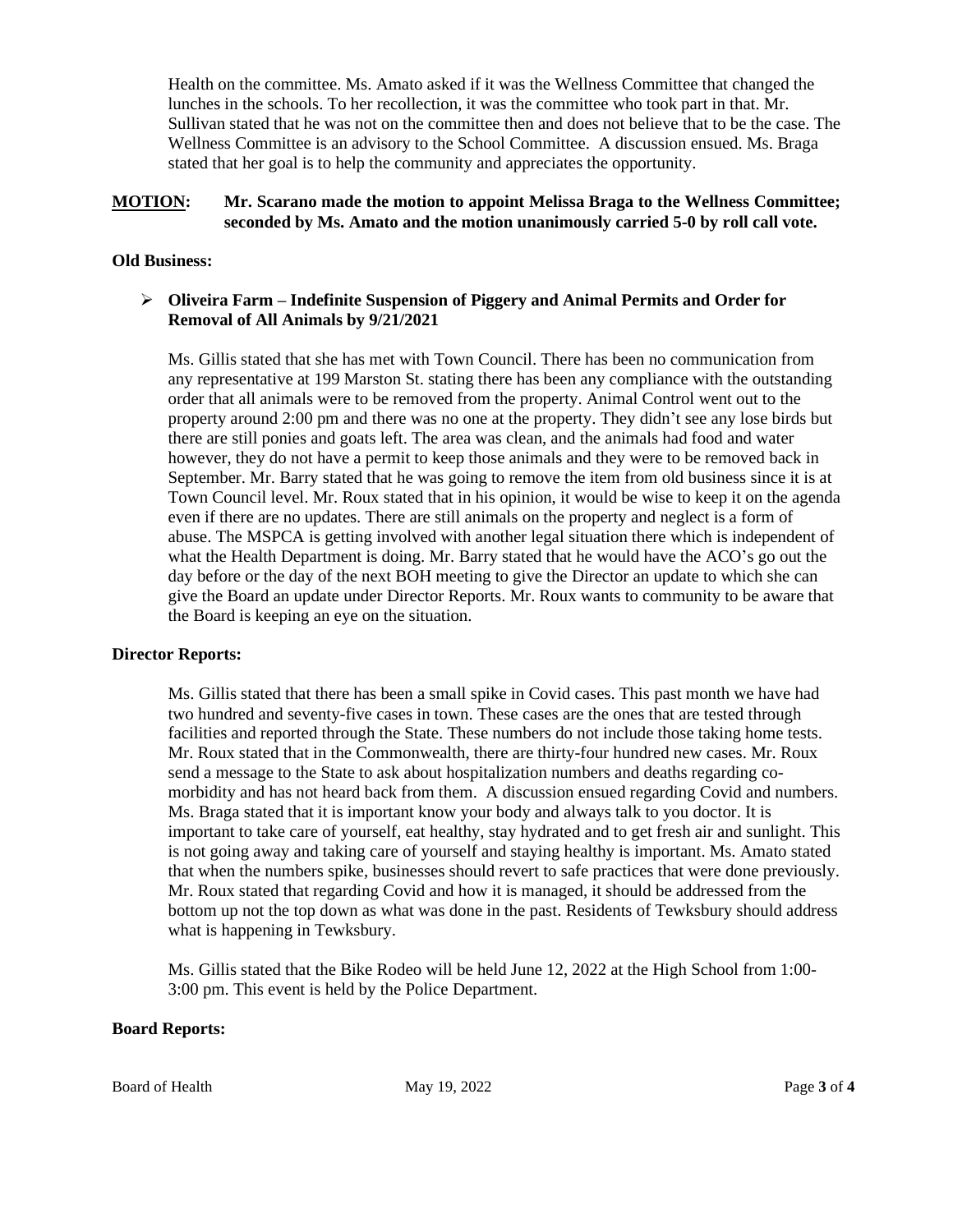Health on the committee. Ms. Amato asked if it was the Wellness Committee that changed the lunches in the schools. To her recollection, it was the committee who took part in that. Mr. Sullivan stated that he was not on the committee then and does not believe that to be the case. The Wellness Committee is an advisory to the School Committee. A discussion ensued. Ms. Braga stated that her goal is to help the community and appreciates the opportunity.

**MOTION:** **Mr. Scarano made the motion to appoint Melissa Braga to the Wellness Committee; seconded by Ms. Amato and the motion unanimously carried 5-0 by roll call vote.**

**Old Business:**

- **Oliveira Farm – Indefinite Suspension of Piggery and Animal Permits and Order for Removal of All Animals by 9/21/2021**

  Ms. Gillis stated that she has met with Town Council. There has been no communication from any representative at 199 Marston St. stating there has been any compliance with the outstanding order that all animals were to be removed from the property. Animal Control went out to the property around 2:00 pm and there was no one at the property. They didn't see any lose birds but there are still ponies and goats left. The area was clean, and the animals had food and water however, they do not have a permit to keep those animals and they were to be removed back in September. Mr. Barry stated that he was going to remove the item from old business since it is at Town Council level. Mr. Roux stated that in his opinion, it would be wise to keep it on the agenda even if there are no updates. There are still animals on the property and neglect is a form of abuse. The MSPCA is getting involved with another legal situation there which is independent of what the Health Department is doing. Mr. Barry stated that he would have the ACO's go out the day before or the day of the next BOH meeting to give the Director an update to which she can give the Board an update under Director Reports. Mr. Roux wants to community to be aware that the Board is keeping an eye on the situation.

**Director Reports:**

Ms. Gillis stated that there has been a small spike in Covid cases. This past month we have had two hundred and seventy-five cases in town. These cases are the ones that are tested through facilities and reported through the State. These numbers do not include those taking home tests. Mr. Roux stated that in the Commonwealth, there are thirty-four hundred new cases. Mr. Roux send a message to the State to ask about hospitalization numbers and deaths regarding co-morbidity and has not heard back from them. A discussion ensued regarding Covid and numbers. Ms. Braga stated that it is important know your body and always talk to you doctor. It is important to take care of yourself, eat healthy, stay hydrated and to get fresh air and sunlight. This is not going away and taking care of yourself and staying healthy is important. Ms. Amato stated that when the numbers spike, businesses should revert to safe practices that were done previously. Mr. Roux stated that regarding Covid and how it is managed, it should be addressed from the bottom up not the top down as what was done in the past. Residents of Tewksbury should address what is happening in Tewksbury.

Ms. Gillis stated that the Bike Rodeo will be held June 12, 2022 at the High School from 1:00-3:00 pm. This event is held by the Police Department.

**Board Reports:**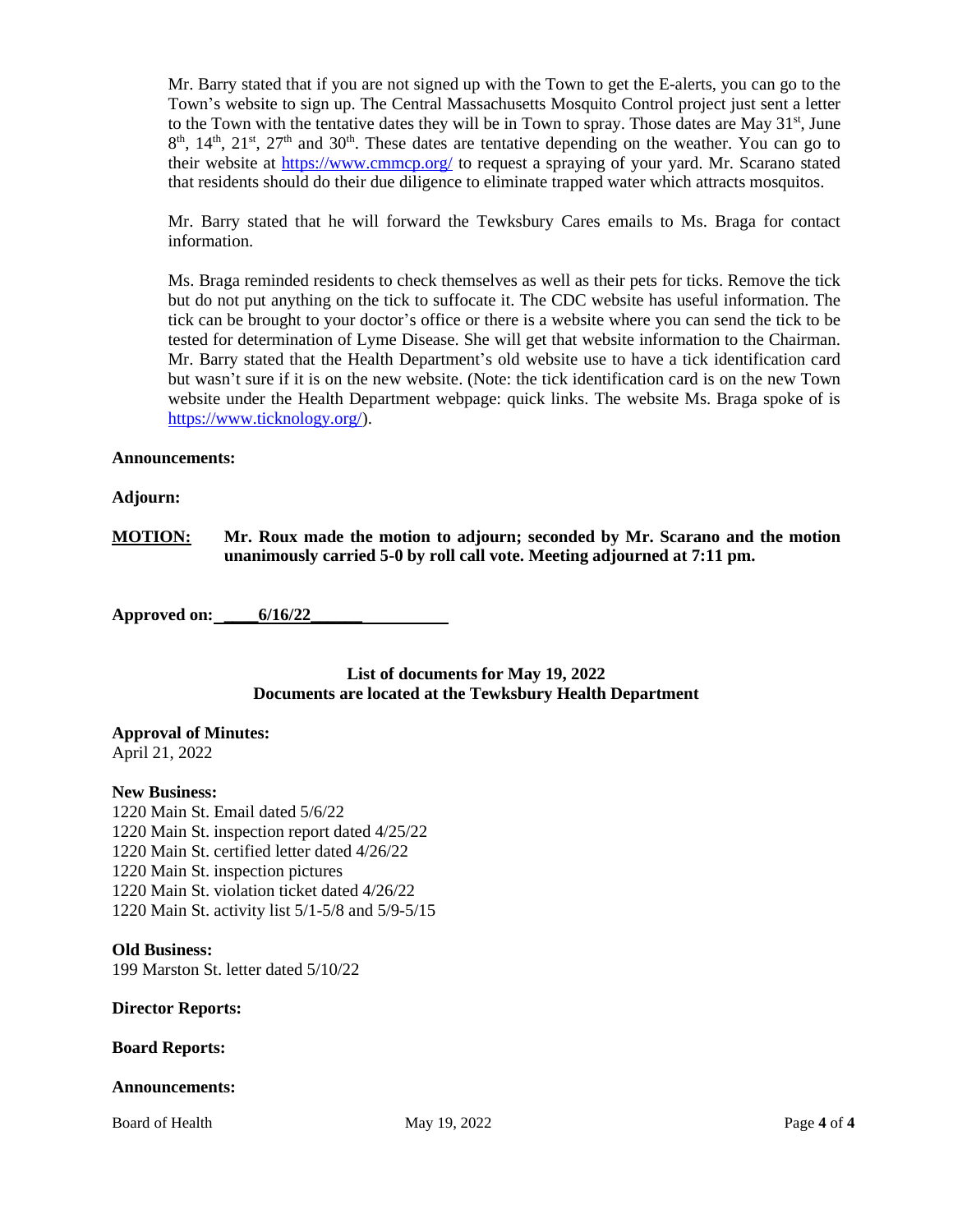Mr. Barry stated that if you are not signed up with the Town to get the E-alerts, you can go to the Town's website to sign up. The Central Massachusetts Mosquito Control project just sent a letter to the Town with the tentative dates they will be in Town to spray. Those dates are May 31st, June 8th, 14th, 21st, 27th and 30th. These dates are tentative depending on the weather. You can go to their website at https://www.cmmcp.org/ to request a spraying of your yard. Mr. Scarano stated that residents should do their due diligence to eliminate trapped water which attracts mosquitos.

Mr. Barry stated that he will forward the Tewksbury Cares emails to Ms. Braga for contact information.

Ms. Braga reminded residents to check themselves as well as their pets for ticks. Remove the tick but do not put anything on the tick to suffocate it. The CDC website has useful information. The tick can be brought to your doctor's office or there is a website where you can send the tick to be tested for determination of Lyme Disease. She will get that website information to the Chairman. Mr. Barry stated that the Health Department's old website use to have a tick identification card but wasn't sure if it is on the new website. (Note: the tick identification card is on the new Town website under the Health Department webpage: quick links. The website Ms. Braga spoke of is https://www.ticknology.org/).

**Announcements:**

**Adjourn:**

**MOTION:** **Mr. Roux made the motion to adjourn; seconded by Mr. Scarano and the motion unanimously carried 5-0 by roll call vote. Meeting adjourned at 7:11 pm.**

**Approved on: ____6/16/22______**

**List of documents for May 19, 2022**
**Documents are located at the Tewksbury Health Department**

**Approval of Minutes:**
April 21, 2022

**New Business:**
1220 Main St. Email dated 5/6/22
1220 Main St. inspection report dated 4/25/22
1220 Main St. certified letter dated 4/26/22
1220 Main St. inspection pictures
1220 Main St. violation ticket dated 4/26/22
1220 Main St. activity list 5/1-5/8 and 5/9-5/15

**Old Business:**
199 Marston St. letter dated 5/10/22

**Director Reports:**

**Board Reports:**

**Announcements:**